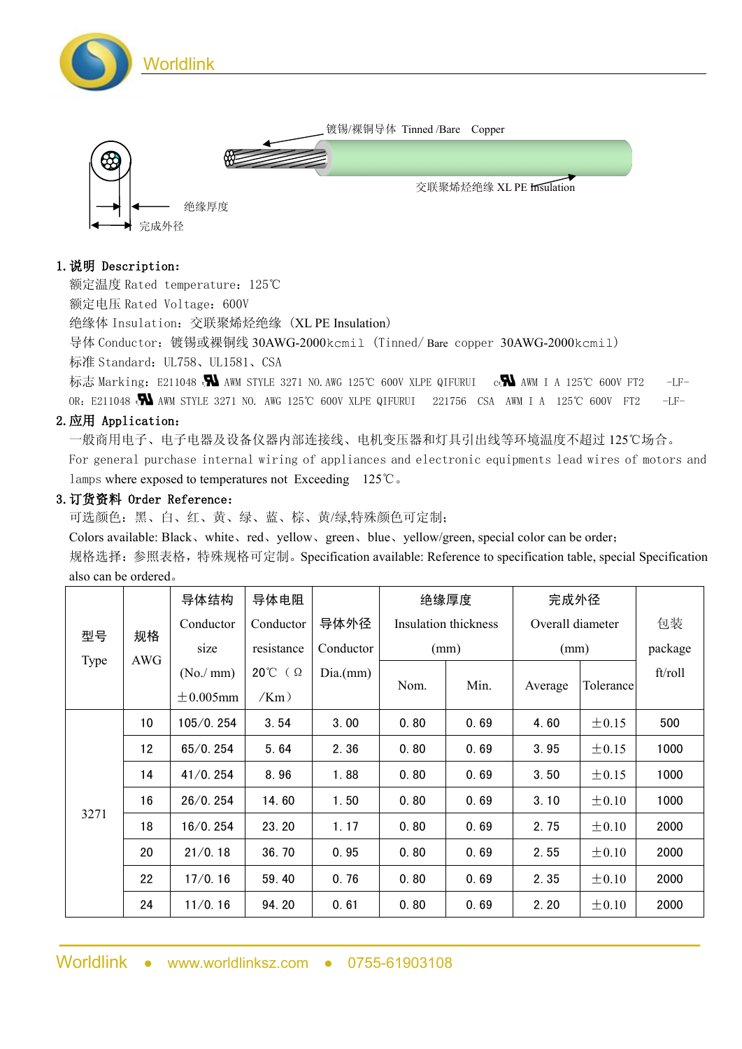Worldlink

镀锡/裸铜导体 Tinned /Bare Copper

交联聚烯烃绝缘 XL PE Insulation

绝缘厚度

完成外径

## 1.说明 Description:

额定温度 Rated temperature：125℃

额定电压 Rated Voltage：600V

绝缘体 Insulation：交联聚烯烃绝缘 （XL PE Insulation）

导体 Conductor：镀锡或裸铜线 30AWG-2000kcmil （Tinned/ Bare copper 30AWG-2000kcmil）

标准 Standard：UL758、UL1581、CSA

标志 Marking：E211048 RU AWM STYLE 3271 NO.AWG 125℃ 600V XLPE QIFURUI cRU AWM I A 125℃ 600V FT2 -LF- OR：E211048 cRU AWM STYLE 3271 NO. AWG 125℃ 600V XLPE QIFURUI 221756 CSA AWM I A 125℃ 600V FT2 -LF-

## 2.应用 Application:

一般商用电子、电子电器及设备仪器内部连接线、电机变压器和灯具引出线等环境温度不超过 125℃场合。

For general purchase internal wiring of appliances and electronic equipments lead wires of motors and lamps where exposed to temperatures not Exceeding 125℃。

## 3.订货资料 Order Reference:

可选颜色：黑、白、红、黄、绿、蓝、棕、黄/绿,特殊颜色可定制;

Colors available: Black、white、red、yellow、green、blue、yellow/green, special color can be order;

规格选择：参照表格，特殊规格可定制。Specification available: Reference to specification table, special Specification also can be ordered。

| 型号 Type | 规格 AWG | 导体结构 Conductor size (No./ mm) ±0.005mm | 导体电阻 Conductor resistance 20℃（Ω/Km） | 导体外径 Conductor Dia.(mm) | 绝缘厚度 Insulation thickness (mm) | | 完成外径 Overall diameter (mm) | | 包装 package ft/roll |
|---|---|---|---|---|---|---|---|---|---|
| | | | | | Nom. | Min. | Average | Tolerance | |
| 3271 | 10 | 105/0.254 | 3.54 | 3.00 | 0.80 | 0.69 | 4.60 | ±0.15 | 500 |
| | 12 | 65/0.254 | 5.64 | 2.36 | 0.80 | 0.69 | 3.95 | ±0.15 | 1000 |
| | 14 | 41/0.254 | 8.96 | 1.88 | 0.80 | 0.69 | 3.50 | ±0.15 | 1000 |
| | 16 | 26/0.254 | 14.60 | 1.50 | 0.80 | 0.69 | 3.10 | ±0.10 | 1000 |
| | 18 | 16/0.254 | 23.20 | 1.17 | 0.80 | 0.69 | 2.75 | ±0.10 | 2000 |
| | 20 | 21/0.18 | 36.70 | 0.95 | 0.80 | 0.69 | 2.55 | ±0.10 | 2000 |
| | 22 | 17/0.16 | 59.40 | 0.76 | 0.80 | 0.69 | 2.35 | ±0.10 | 2000 |
| | 24 | 11/0.16 | 94.20 | 0.61 | 0.80 | 0.69 | 2.20 | ±0.10 | 2000 |

Worldlink • www.worldlinksz.com • 0755-61903108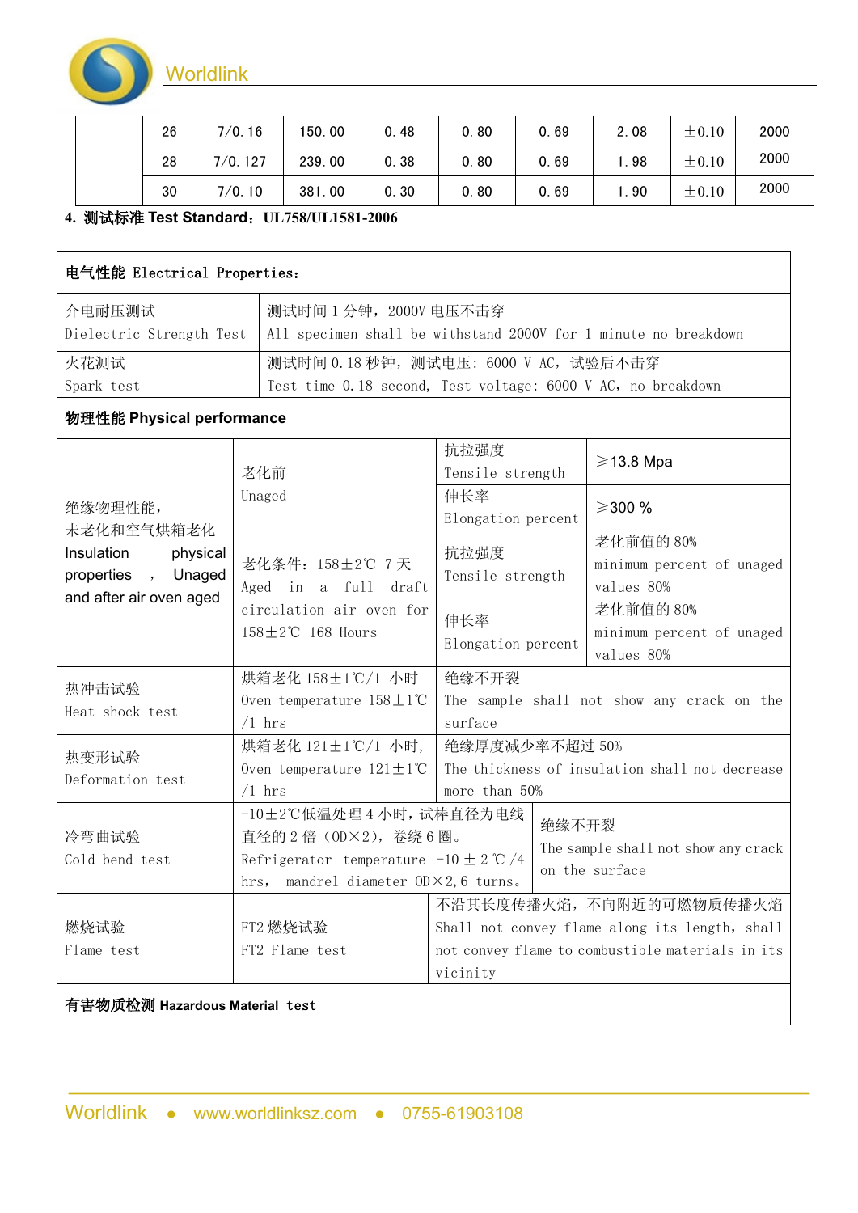|  | 26 | 7/0.16 | 150.00 | 0.48 | 0.80 | 0.69 | 2.08 | ±0.10 | 2000 |
|---|---|---|---|---|---|---|---|---|---|
|  | 28 | 7/0.127 | 239.00 | 0.38 | 0.80 | 0.69 | 1.98 | ±0.10 | 2000 |
|  | 30 | 7/0.10 | 381.00 | 0.30 | 0.80 | 0.69 | 1.90 | ±0.10 | 2000 |

**4. 测试标准 Test Standard：UL758/UL1581-2006**

| **电气性能 Electrical Properties：** | | | |
|---|---|---|---|
| 介电耐压测试<br>Dielectric Strength Test | 测试时间 1 分钟，2000V 电压不击穿<br>All specimen shall be withstand 2000V for 1 minute no breakdown | | |
| 火花测试<br>Spark test | 测试时间 0.18 秒钟，测试电压：6000 V AC，试验后不击穿<br>Test time 0.18 second, Test voltage: 6000 V AC, no breakdown | | |
| **物理性能 Physical performance** | | | |
| 绝缘物理性能，未老化和空气烘箱老化<br>Insulation physical properties , Unaged and after air oven aged | 老化前<br>Unaged | 抗拉强度<br>Tensile strength | ≥13.8 Mpa |
| | | 伸长率<br>Elongation percent | ≥300 % |
| | 老化条件：158±2℃ 7 天<br>Aged in a full draft circulation air oven for 158±2℃ 168 Hours | 抗拉强度<br>Tensile strength | 老化前值的 80%<br>minimum percent of unaged values 80% |
| | | 伸长率<br>Elongation percent | 老化前值的 80%<br>minimum percent of unaged values 80% |
| 热冲击试验<br>Heat shock test | 烘箱老化 158±1℃/1 小时<br>Oven temperature 158±1℃ /1 hrs | 绝缘不开裂<br>The sample shall not show any crack on the surface | |
| 热变形试验<br>Deformation test | 烘箱老化 121±1℃/1 小时，<br>Oven temperature 121±1℃ /1 hrs | 绝缘厚度减少率不超过 50%<br>The thickness of insulation shall not decrease more than 50% | |
| 冷弯曲试验<br>Cold bend test | -10±2℃低温处理 4 小时，试棒直径为电线直径的 2 倍（OD×2），卷绕 6 圈。<br>Refrigerator temperature -10 ± 2 ℃ /4 hrs, mandrel diameter OD×2,6 turns。 | 绝缘不开裂<br>The sample shall not show any crack on the surface | |
| 燃烧试验<br>Flame test | FT2 燃烧试验<br>FT2 Flame test | 不沿其长度传播火焰，不向附近的可燃物质传播火焰<br>Shall not convey flame along its length, shall not convey flame to combustible materials in its vicinity | |
| **有害物质检测 Hazardous Material test** | | | |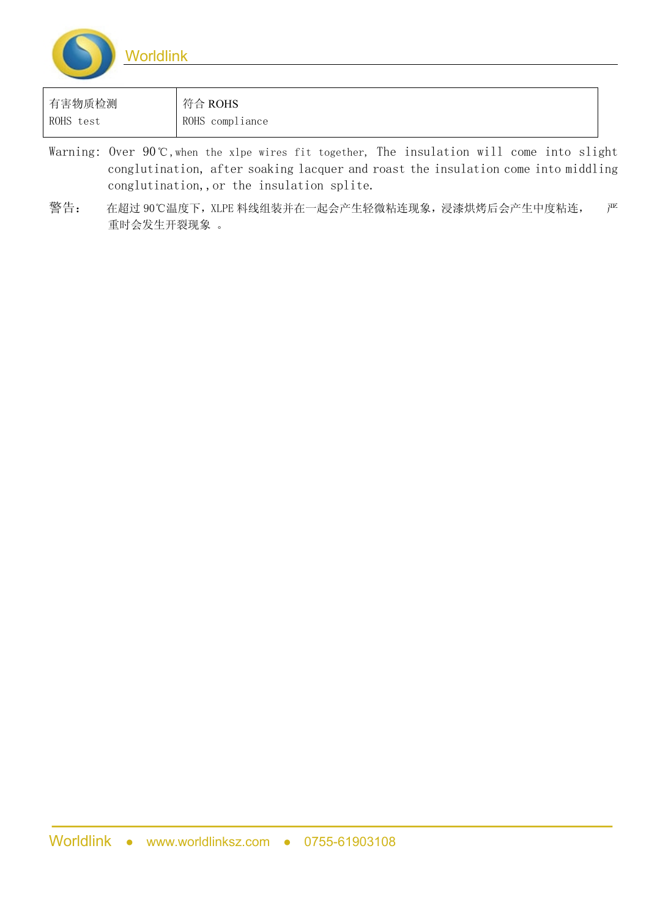| | |
|---|---|
| 有害物质检测<br>ROHS test | 符合 ROHS<br>ROHS compliance |

Warning: Over 90℃,when the xlpe wires fit together, The insulation will come into slight conglutination, after soaking lacquer and roast the insulation come into middling conglutination,,or the insulation splite.

警告： 在超过 90℃温度下，XLPE 料线组装并在一起会产生轻微粘连现象，浸漆烘烤后会产生中度粘连， 严重时会发生开裂现象 。